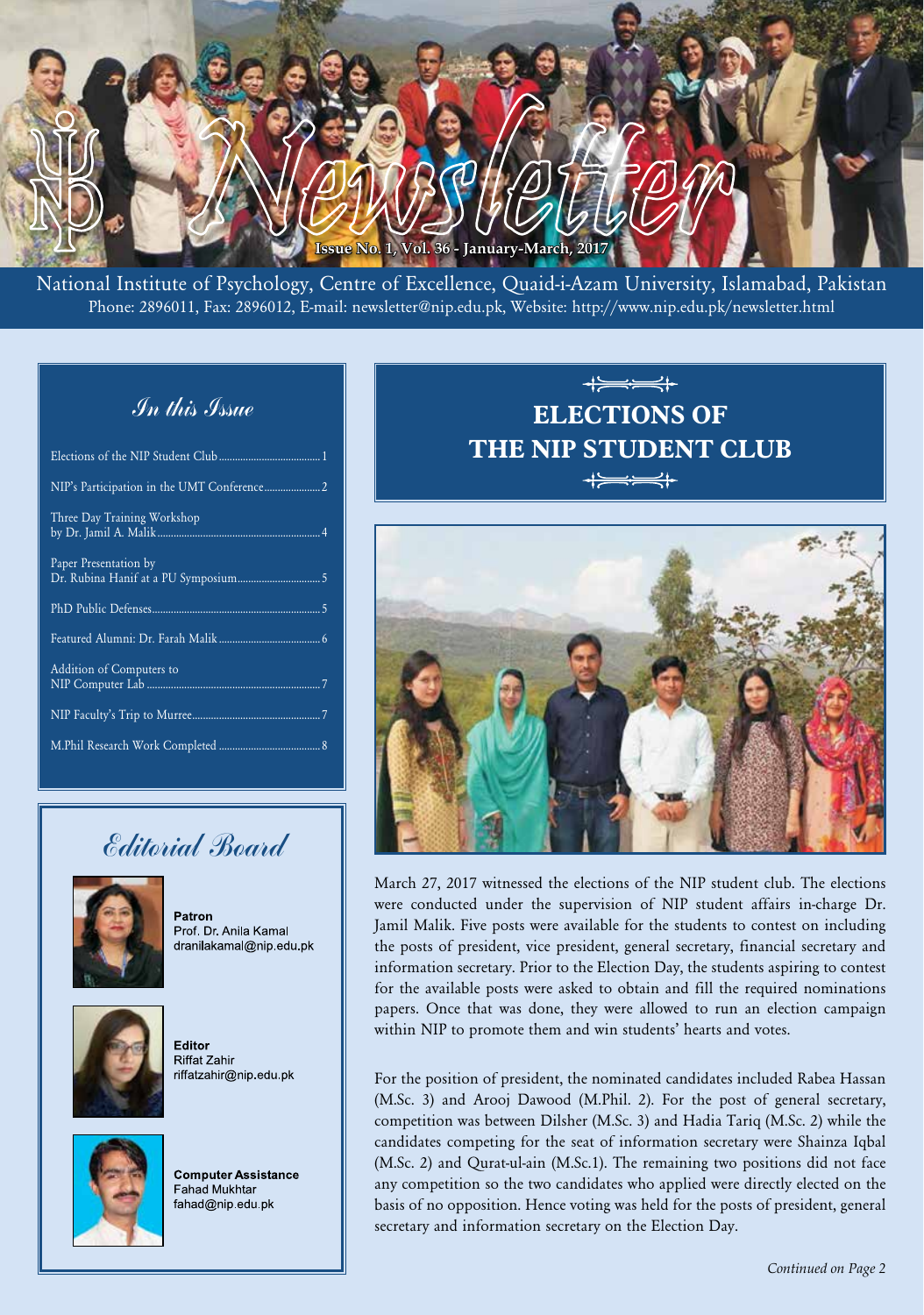# Newsletter

**Issue No. 1, Vol. 36 - January-March, 2017**

National Institute of Psychology, Centre of Excellence, Quaid-i-Azam University, Islamabad, Pakistan
Phone: 2896011, Fax: 2896012, E-mail: newsletter@nip.edu.pk, Website: http://www.nip.edu.pk/newsletter.html

## In this Issue

| | |
|---|---|
| Elections of the NIP Student Club | 1 |
| NIP's Participation in the UMT Conference | 2 |
| Three Day Training Workshop by Dr. Jamil A. Malik | 4 |
| Paper Presentation by Dr. Rubina Hanif at a PU Symposium | 5 |
| PhD Public Defenses | 5 |
| Featured Alumni: Dr. Farah Malik | 6 |
| Addition of Computers to NIP Computer Lab | 7 |
| NIP Faculty's Trip to Murree | 7 |
| M.Phil Research Work Completed | 8 |

## Editorial Board

**Patron**
Prof. Dr. Anila Kamal
dranilakamal@nip.edu.pk

**Editor**
Riffat Zahir
riffatzahir@nip.edu.pk

**Computer Assistance**
Fahad Mukhtar
fahad@nip.edu.pk

## ELECTIONS OF THE NIP STUDENT CLUB

March 27, 2017 witnessed the elections of the NIP student club. The elections were conducted under the supervision of NIP student affairs in-charge Dr. Jamil Malik. Five posts were available for the students to contest on including the posts of president, vice president, general secretary, financial secretary and information secretary. Prior to the Election Day, the students aspiring to contest for the available posts were asked to obtain and fill the required nominations papers. Once that was done, they were allowed to run an election campaign within NIP to promote them and win students' hearts and votes.

For the position of president, the nominated candidates included Rabea Hassan (M.Sc. 3) and Arooj Dawood (M.Phil. 2). For the post of general secretary, competition was between Dilsher (M.Sc. 3) and Hadia Tariq (M.Sc. 2) while the candidates competing for the seat of information secretary were Shainza Iqbal (M.Sc. 2) and Qurat-ul-ain (M.Sc.1). The remaining two positions did not face any competition so the two candidates who applied were directly elected on the basis of no opposition. Hence voting was held for the posts of president, general secretary and information secretary on the Election Day.

*Continued on Page 2*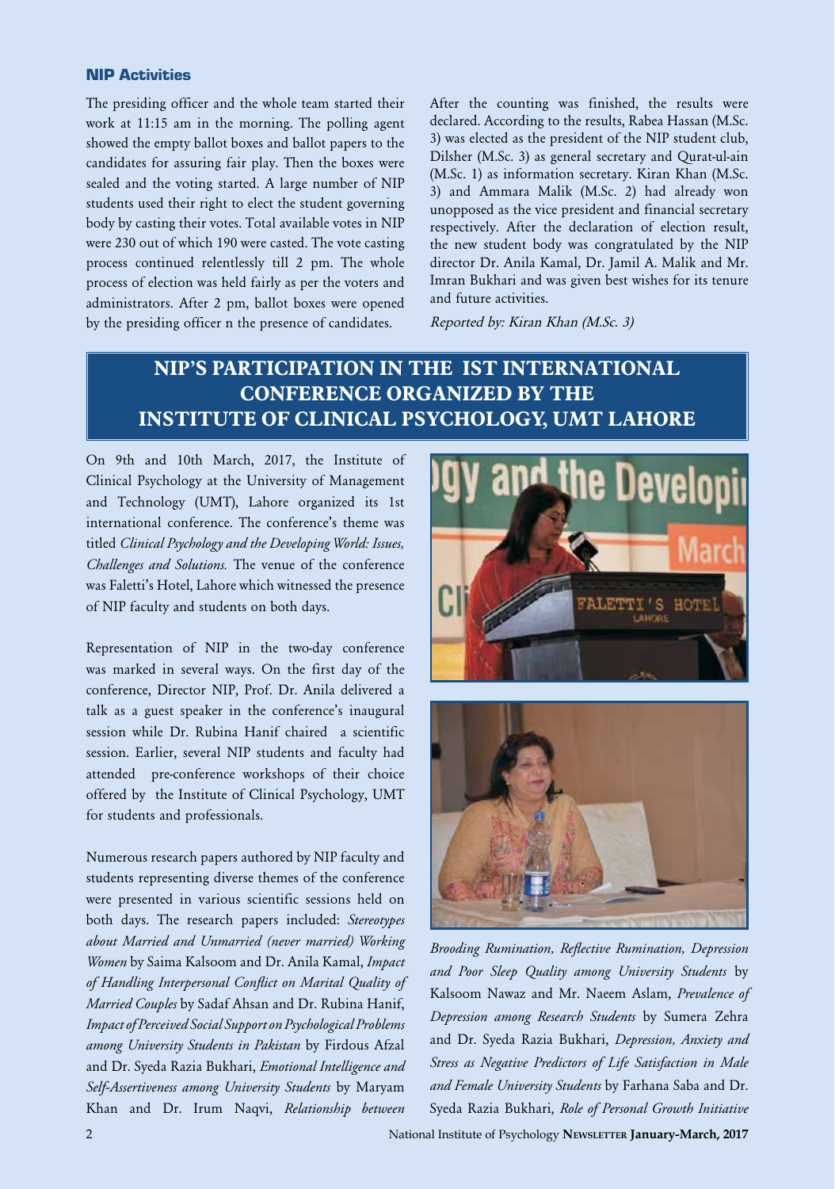The presiding officer and the whole team started their work at 11:15 am in the morning. The polling agent showed the empty ballot boxes and ballot papers to the candidates for assuring fair play. Then the boxes were sealed and the voting started. A large number of NIP students used their right to elect the student governing body by casting their votes. Total available votes in NIP were 230 out of which 190 were casted. The vote casting process continued relentlessly till 2 pm. The whole process of election was held fairly as per the voters and administrators. After 2 pm, ballot boxes were opened by the presiding officer n the presence of candidates.

After the counting was finished, the results were declared. According to the results, Rabea Hassan (M.Sc. 3) was elected as the president of the NIP student club, Dilsher (M.Sc. 3) as general secretary and Qurat-ul-ain (M.Sc. 1) as information secretary. Kiran Khan (M.Sc. 3) and Ammara Malik (M.Sc. 2) had already won unopposed as the vice president and financial secretary respectively. After the declaration of election result, the new student body was congratulated by the NIP director Dr. Anila Kamal, Dr. Jamil A. Malik and Mr. Imran Bukhari and was given best wishes for its tenure and future activities.

*Reported by: Kiran Khan (M.Sc. 3)*

## NIP'S PARTICIPATION IN THE IST INTERNATIONAL CONFERENCE ORGANIZED BY THE INSTITUTE OF CLINICAL PSYCHOLOGY, UMT LAHORE

On 9th and 10th March, 2017, the Institute of Clinical Psychology at the University of Management and Technology (UMT), Lahore organized its 1st international conference. The conference's theme was titled *Clinical Psychology and the Developing World: Issues, Challenges and Solutions.* The venue of the conference was Faletti's Hotel, Lahore which witnessed the presence of NIP faculty and students on both days.

Representation of NIP in the two-day conference was marked in several ways. On the first day of the conference, Director NIP, Prof. Dr. Anila delivered a talk as a guest speaker in the conference's inaugural session while Dr. Rubina Hanif chaired a scientific session. Earlier, several NIP students and faculty had attended pre-conference workshops of their choice offered by the Institute of Clinical Psychology, UMT for students and professionals.

Numerous research papers authored by NIP faculty and students representing diverse themes of the conference were presented in various scientific sessions held on both days. The research papers included: *Stereotypes about Married and Unmarried (never married) Working Women* by Saima Kalsoom and Dr. Anila Kamal, *Impact of Handling Interpersonal Conflict on Marital Quality of Married Couples* by Sadaf Ahsan and Dr. Rubina Hanif, *Impact of Perceived Social Support on Psychological Problems among University Students in Pakistan* by Firdous Afzal and Dr. Syeda Razia Bukhari, *Emotional Intelligence and Self-Assertiveness among University Students* by Maryam Khan and Dr. Irum Naqvi, *Relationship between Brooding Rumination, Reflective Rumination, Depression and Poor Sleep Quality among University Students* by Kalsoom Nawaz and Mr. Naeem Aslam, *Prevalence of Depression among Research Students* by Sumera Zehra and Dr. Syeda Razia Bukhari, *Depression, Anxiety and Stress as Negative Predictors of Life Satisfaction in Male and Female University Students* by Farhana Saba and Dr. Syeda Razia Bukhari, *Role of Personal Growth Initiative*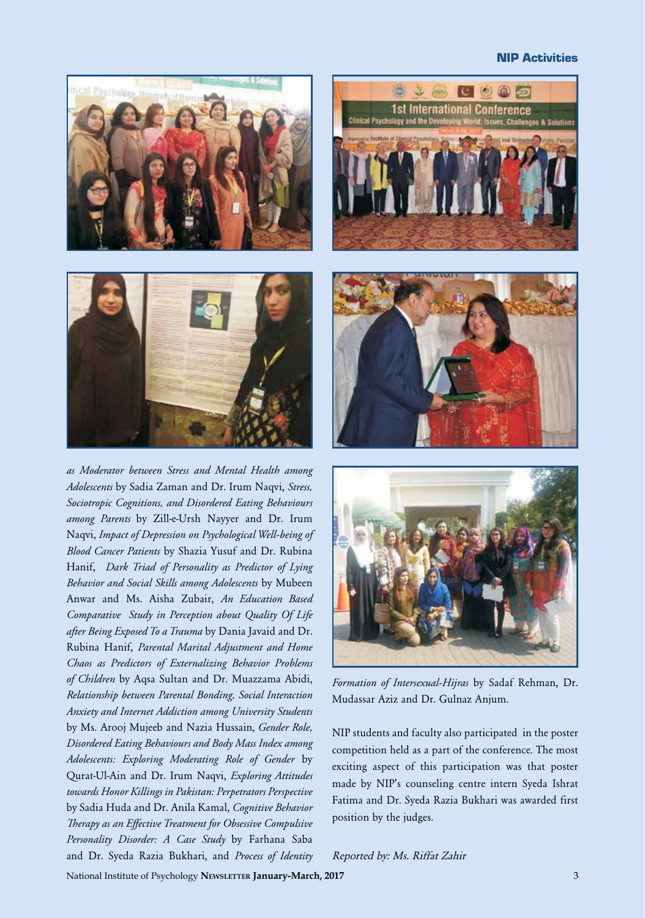*as Moderator between Stress and Mental Health among Adolescents* by Sadia Zaman and Dr. Irum Naqvi, *Stress, Sociotropic Cognitions, and Disordered Eating Behaviours among Parents* by Zill-e-Ursh Nayyer and Dr. Irum Naqvi, *Impact of Depression on Psychological Well-being of Blood Cancer Patients* by Shazia Yusuf and Dr. Rubina Hanif, *Dark Triad of Personality as Predictor of Lying Behavior and Social Skills among Adolescents* by Mubeen Anwar and Ms. Aisha Zubair, *An Education Based Comparative Study in Perception about Quality Of Life after Being Exposed To a Trauma* by Dania Javaid and Dr. Rubina Hanif, *Parental Marital Adjustment and Home Chaos as Predictors of Externalizing Behavior Problems of Children* by Aqsa Sultan and Dr. Muazzama Abidi, *Relationship between Parental Bonding, Social Interaction Anxiety and Internet Addiction among University Students* by Ms. Arooj Mujeeb and Nazia Hussain, *Gender Role, Disordered Eating Behaviours and Body Mass Index among Adolescents: Exploring Moderating Role of Gender* by Qurat-Ul-Ain and Dr. Irum Naqvi, *Exploring Attitudes towards Honor Killings in Pakistan: Perpetrators Perspective* by Sadia Huda and Dr. Anila Kamal, *Cognitive Behavior Therapy as an Effective Treatment for Obsessive Compulsive Personality Disorder: A Case Study* by Farhana Saba and Dr. Syeda Razia Bukhari, and *Process of Identity Formation of Intersexual-Hijras* by Sadaf Rehman, Dr. Mudassar Aziz and Dr. Gulnaz Anjum.

NIP students and faculty also participated in the poster competition held as a part of the conference. The most exciting aspect of this participation was that poster made by NIP's counseling centre intern Syeda Ishrat Fatima and Dr. Syeda Razia Bukhari was awarded first position by the judges.

*Reported by: Ms. Riffat Zahir*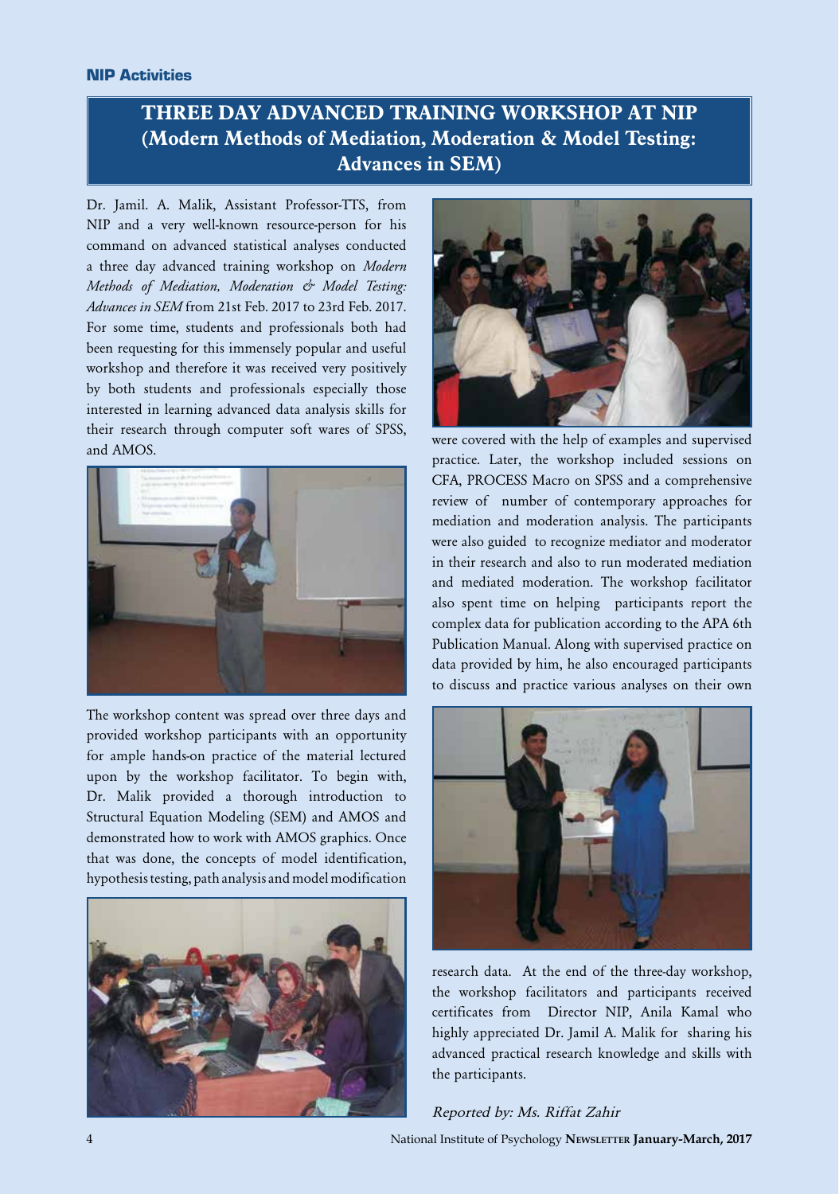## THREE DAY ADVANCED TRAINING WORKSHOP AT NIP (Modern Methods of Mediation, Moderation & Model Testing: Advances in SEM)

Dr. Jamil. A. Malik, Assistant Professor-TTS, from NIP and a very well-known resource-person for his command on advanced statistical analyses conducted a three day advanced training workshop on *Modern Methods of Mediation, Moderation & Model Testing: Advances in SEM* from 21st Feb. 2017 to 23rd Feb. 2017. For some time, students and professionals both had been requesting for this immensely popular and useful workshop and therefore it was received very positively by both students and professionals especially those interested in learning advanced data analysis skills for their research through computer soft wares of SPSS, and AMOS.

The workshop content was spread over three days and provided workshop participants with an opportunity for ample hands-on practice of the material lectured upon by the workshop facilitator. To begin with, Dr. Malik provided a thorough introduction to Structural Equation Modeling (SEM) and AMOS and demonstrated how to work with AMOS graphics. Once that was done, the concepts of model identification, hypothesis testing, path analysis and model modification were covered with the help of examples and supervised practice. Later, the workshop included sessions on CFA, PROCESS Macro on SPSS and a comprehensive review of number of contemporary approaches for mediation and moderation analysis. The participants were also guided to recognize mediator and moderator in their research and also to run moderated mediation and mediated moderation. The workshop facilitator also spent time on helping participants report the complex data for publication according to the APA 6th Publication Manual. Along with supervised practice on data provided by him, he also encouraged participants to discuss and practice various analyses on their own research data. At the end of the three-day workshop, the workshop facilitators and participants received certificates from Director NIP, Anila Kamal who highly appreciated Dr. Jamil A. Malik for sharing his advanced practical research knowledge and skills with the participants.

*Reported by: Ms. Riffat Zahir*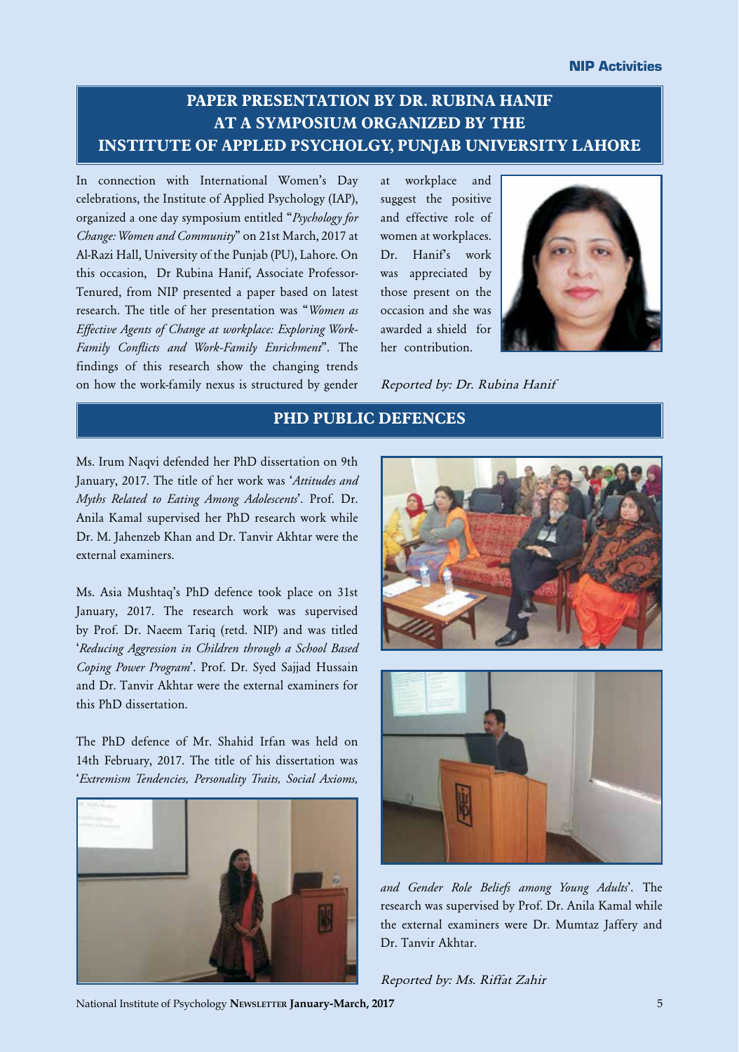## PAPER PRESENTATION BY DR. RUBINA HANIF AT A SYMPOSIUM ORGANIZED BY THE INSTITUTE OF APPLED PSYCHOLGY, PUNJAB UNIVERSITY LAHORE

In connection with International Women's Day celebrations, the Institute of Applied Psychology (IAP), organized a one day symposium entitled "*Psychology for Change: Women and Community*" on 21st March, 2017 at Al-Razi Hall, University of the Punjab (PU), Lahore. On this occasion, Dr Rubina Hanif, Associate Professor-Tenured, from NIP presented a paper based on latest research. The title of her presentation was "*Women as Effective Agents of Change at workplace: Exploring Work-Family Conflicts and Work-Family Enrichment*". The findings of this research show the changing trends on how the work-family nexus is structured by gender at workplace and suggest the positive and effective role of women at workplaces. Dr. Hanif's work was appreciated by those present on the occasion and she was awarded a shield for her contribution.

*Reported by: Dr. Rubina Hanif*

## PHD PUBLIC DEFENCES

Ms. Irum Naqvi defended her PhD dissertation on 9th January, 2017. The title of her work was '*Attitudes and Myths Related to Eating Among Adolescents*'. Prof. Dr. Anila Kamal supervised her PhD research work while Dr. M. Jahenzeb Khan and Dr. Tanvir Akhtar were the external examiners.

Ms. Asia Mushtaq's PhD defence took place on 31st January, 2017. The research work was supervised by Prof. Dr. Naeem Tariq (retd. NIP) and was titled '*Reducing Aggression in Children through a School Based Coping Power Program*'. Prof. Dr. Syed Sajjad Hussain and Dr. Tanvir Akhtar were the external examiners for this PhD dissertation.

The PhD defence of Mr. Shahid Irfan was held on 14th February, 2017. The title of his dissertation was '*Extremism Tendencies, Personality Traits, Social Axioms, and Gender Role Beliefs among Young Adults*'. The research was supervised by Prof. Dr. Anila Kamal while the external examiners were Dr. Mumtaz Jaffery and Dr. Tanvir Akhtar.

*Reported by: Ms. Riffat Zahir*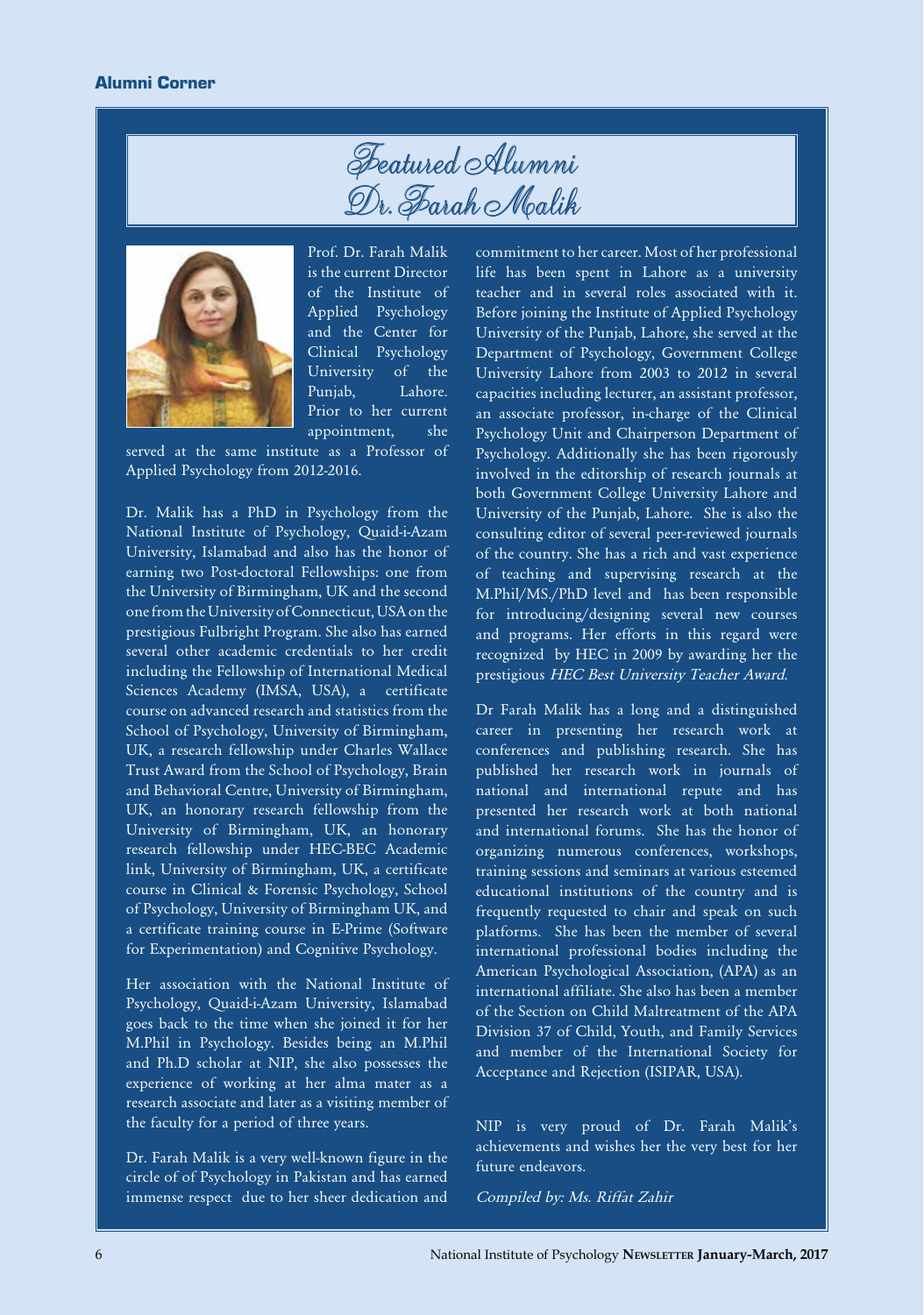## Alumni Corner

# Featured Alumni
# Dr. Farah Malik

Prof. Dr. Farah Malik is the current Director of the Institute of Applied Psychology and the Center for Clinical Psychology University of the Punjab, Lahore. Prior to her current appointment, she served at the same institute as a Professor of Applied Psychology from 2012-2016.

Dr. Malik has a PhD in Psychology from the National Institute of Psychology, Quaid-i-Azam University, Islamabad and also has the honor of earning two Post-doctoral Fellowships: one from the University of Birmingham, UK and the second one from the University of Connecticut, USA on the prestigious Fulbright Program. She also has earned several other academic credentials to her credit including the Fellowship of International Medical Sciences Academy (IMSA, USA), a certificate course on advanced research and statistics from the School of Psychology, University of Birmingham, UK, a research fellowship under Charles Wallace Trust Award from the School of Psychology, Brain and Behavioral Centre, University of Birmingham, UK, an honorary research fellowship from the University of Birmingham, UK, an honorary research fellowship under HEC-BEC Academic link, University of Birmingham, UK, a certificate course in Clinical & Forensic Psychology, School of Psychology, University of Birmingham UK, and a certificate training course in E-Prime (Software for Experimentation) and Cognitive Psychology.

Her association with the National Institute of Psychology, Quaid-i-Azam University, Islamabad goes back to the time when she joined it for her M.Phil in Psychology. Besides being an M.Phil and Ph.D scholar at NIP, she also possesses the experience of working at her alma mater as a research associate and later as a visiting member of the faculty for a period of three years.

Dr. Farah Malik is a very well-known figure in the circle of of Psychology in Pakistan and has earned immense respect due to her sheer dedication and commitment to her career. Most of her professional life has been spent in Lahore as a university teacher and in several roles associated with it. Before joining the Institute of Applied Psychology University of the Punjab, Lahore, she served at the Department of Psychology, Government College University Lahore from 2003 to 2012 in several capacities including lecturer, an assistant professor, an associate professor, in-charge of the Clinical Psychology Unit and Chairperson Department of Psychology. Additionally she has been rigorously involved in the editorship of research journals at both Government College University Lahore and University of the Punjab, Lahore. She is also the consulting editor of several peer-reviewed journals of the country. She has a rich and vast experience of teaching and supervising research at the M.Phil/MS./PhD level and has been responsible for introducing/designing several new courses and programs. Her efforts in this regard were recognized by HEC in 2009 by awarding her the prestigious *HEC Best University Teacher Award.*

Dr Farah Malik has a long and a distinguished career in presenting her research work at conferences and publishing research. She has published her research work in journals of national and international repute and has presented her research work at both national and international forums. She has the honor of organizing numerous conferences, workshops, training sessions and seminars at various esteemed educational institutions of the country and is frequently requested to chair and speak on such platforms. She has been the member of several international professional bodies including the American Psychological Association, (APA) as an international affiliate. She also has been a member of the Section on Child Maltreatment of the APA Division 37 of Child, Youth, and Family Services and member of the International Society for Acceptance and Rejection (ISIPAR, USA).

NIP is very proud of Dr. Farah Malik's achievements and wishes her the very best for her future endeavors.

*Compiled by: Ms. Riffat Zahir*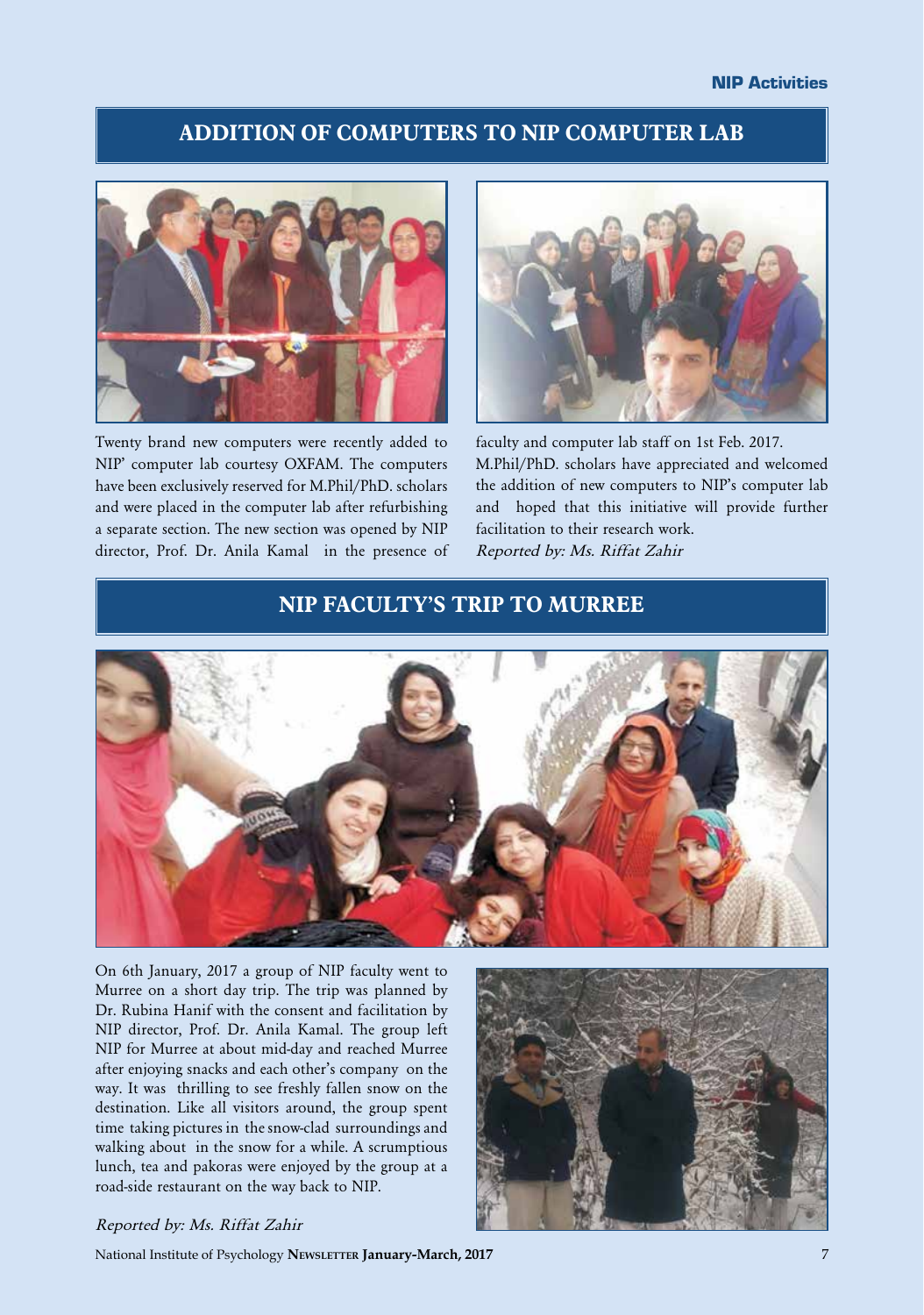## ADDITION OF COMPUTERS TO NIP COMPUTER LAB

Twenty brand new computers were recently added to NIP' computer lab courtesy OXFAM. The computers have been exclusively reserved for M.Phil/PhD. scholars and were placed in the computer lab after refurbishing a separate section. The new section was opened by NIP director, Prof. Dr. Anila Kamal in the presence of faculty and computer lab staff on 1st Feb. 2017. M.Phil/PhD. scholars have appreciated and welcomed the addition of new computers to NIP's computer lab and hoped that this initiative will provide further facilitation to their research work.

*Reported by: Ms. Riffat Zahir*

## NIP FACULTY'S TRIP TO MURREE

On 6th January, 2017 a group of NIP faculty went to Murree on a short day trip. The trip was planned by Dr. Rubina Hanif with the consent and facilitation by NIP director, Prof. Dr. Anila Kamal. The group left NIP for Murree at about mid-day and reached Murree after enjoying snacks and each other's company on the way. It was thrilling to see freshly fallen snow on the destination. Like all visitors around, the group spent time taking pictures in the snow-clad surroundings and walking about in the snow for a while. A scrumptious lunch, tea and pakoras were enjoyed by the group at a road-side restaurant on the way back to NIP.

*Reported by: Ms. Riffat Zahir*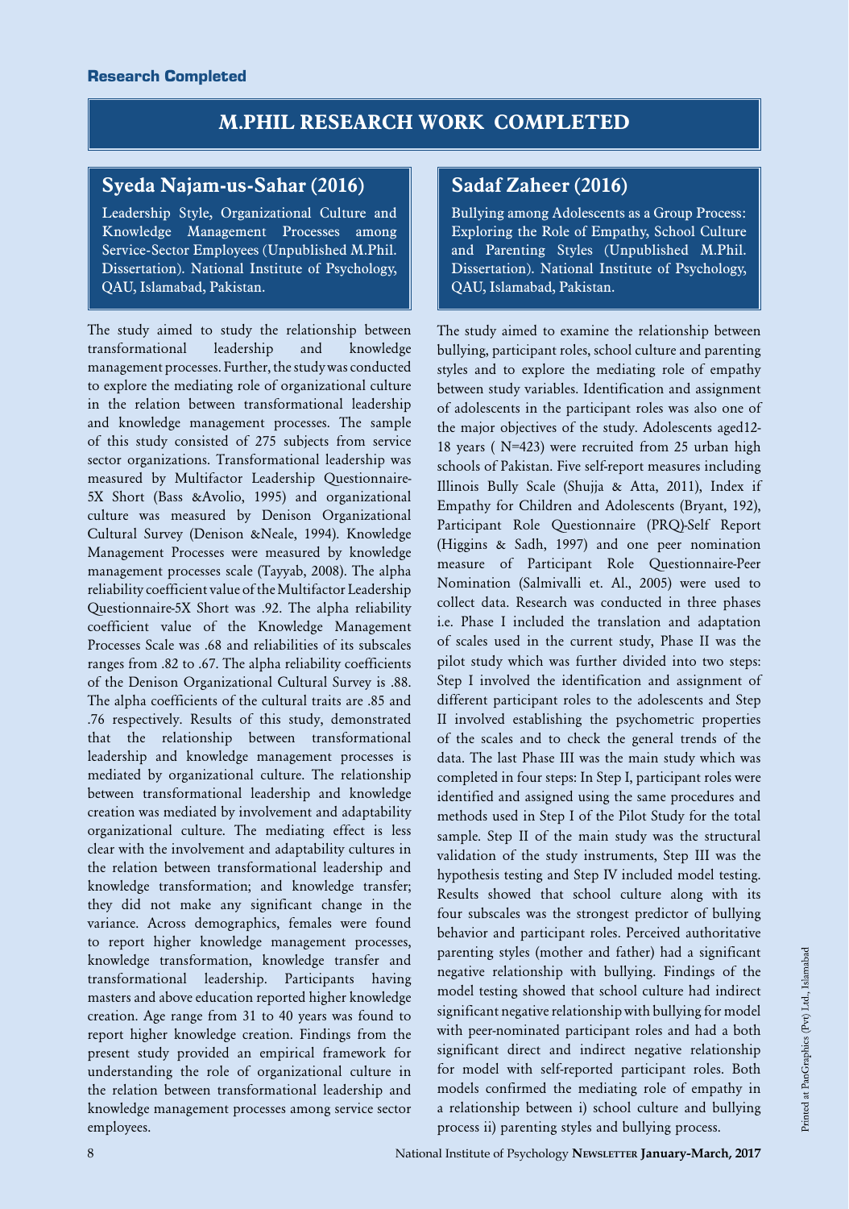**Research Completed**

# M.PHIL RESEARCH WORK COMPLETED

## Syeda Najam-us-Sahar (2016)

Leadership Style, Organizational Culture and Knowledge Management Processes among Service-Sector Employees (Unpublished M.Phil. Dissertation). National Institute of Psychology, QAU, Islamabad, Pakistan.

The study aimed to study the relationship between transformational leadership and knowledge management processes. Further, the study was conducted to explore the mediating role of organizational culture in the relation between transformational leadership and knowledge management processes. The sample of this study consisted of 275 subjects from service sector organizations. Transformational leadership was measured by Multifactor Leadership Questionnaire-5X Short (Bass &Avolio, 1995) and organizational culture was measured by Denison Organizational Cultural Survey (Denison &Neale, 1994). Knowledge Management Processes were measured by knowledge management processes scale (Tayyab, 2008). The alpha reliability coefficient value of the Multifactor Leadership Questionnaire-5X Short was .92. The alpha reliability coefficient value of the Knowledge Management Processes Scale was .68 and reliabilities of its subscales ranges from .82 to .67. The alpha reliability coefficients of the Denison Organizational Cultural Survey is .88. The alpha coefficients of the cultural traits are .85 and .76 respectively. Results of this study, demonstrated that the relationship between transformational leadership and knowledge management processes is mediated by organizational culture. The relationship between transformational leadership and knowledge creation was mediated by involvement and adaptability organizational culture. The mediating effect is less clear with the involvement and adaptability cultures in the relation between transformational leadership and knowledge transformation; and knowledge transfer; they did not make any significant change in the variance. Across demographics, females were found to report higher knowledge management processes, knowledge transformation, knowledge transfer and transformational leadership. Participants having masters and above education reported higher knowledge creation. Age range from 31 to 40 years was found to report higher knowledge creation. Findings from the present study provided an empirical framework for understanding the role of organizational culture in the relation between transformational leadership and knowledge management processes among service sector employees.

## Sadaf Zaheer (2016)

Bullying among Adolescents as a Group Process: Exploring the Role of Empathy, School Culture and Parenting Styles (Unpublished M.Phil. Dissertation). National Institute of Psychology, QAU, Islamabad, Pakistan.

The study aimed to examine the relationship between bullying, participant roles, school culture and parenting styles and to explore the mediating role of empathy between study variables. Identification and assignment of adolescents in the participant roles was also one of the major objectives of the study. Adolescents aged12-18 years ( N=423) were recruited from 25 urban high schools of Pakistan. Five self-report measures including Illinois Bully Scale (Shujja & Atta, 2011), Index if Empathy for Children and Adolescents (Bryant, 192), Participant Role Questionnaire (PRQ)-Self Report (Higgins & Sadh, 1997) and one peer nomination measure of Participant Role Questionnaire-Peer Nomination (Salmivalli et. Al., 2005) were used to collect data. Research was conducted in three phases i.e. Phase I included the translation and adaptation of scales used in the current study, Phase II was the pilot study which was further divided into two steps: Step I involved the identification and assignment of different participant roles to the adolescents and Step II involved establishing the psychometric properties of the scales and to check the general trends of the data. The last Phase III was the main study which was completed in four steps: In Step I, participant roles were identified and assigned using the same procedures and methods used in Step I of the Pilot Study for the total sample. Step II of the main study was the structural validation of the study instruments, Step III was the hypothesis testing and Step IV included model testing. Results showed that school culture along with its four subscales was the strongest predictor of bullying behavior and participant roles. Perceived authoritative parenting styles (mother and father) had a significant negative relationship with bullying. Findings of the model testing showed that school culture had indirect significant negative relationship with bullying for model with peer-nominated participant roles and had a both significant direct and indirect negative relationship for model with self-reported participant roles. Both models confirmed the mediating role of empathy in a relationship between i) school culture and bullying process ii) parenting styles and bullying process.

Printed at PanGraphics (Pvt) Ltd., Islamabad